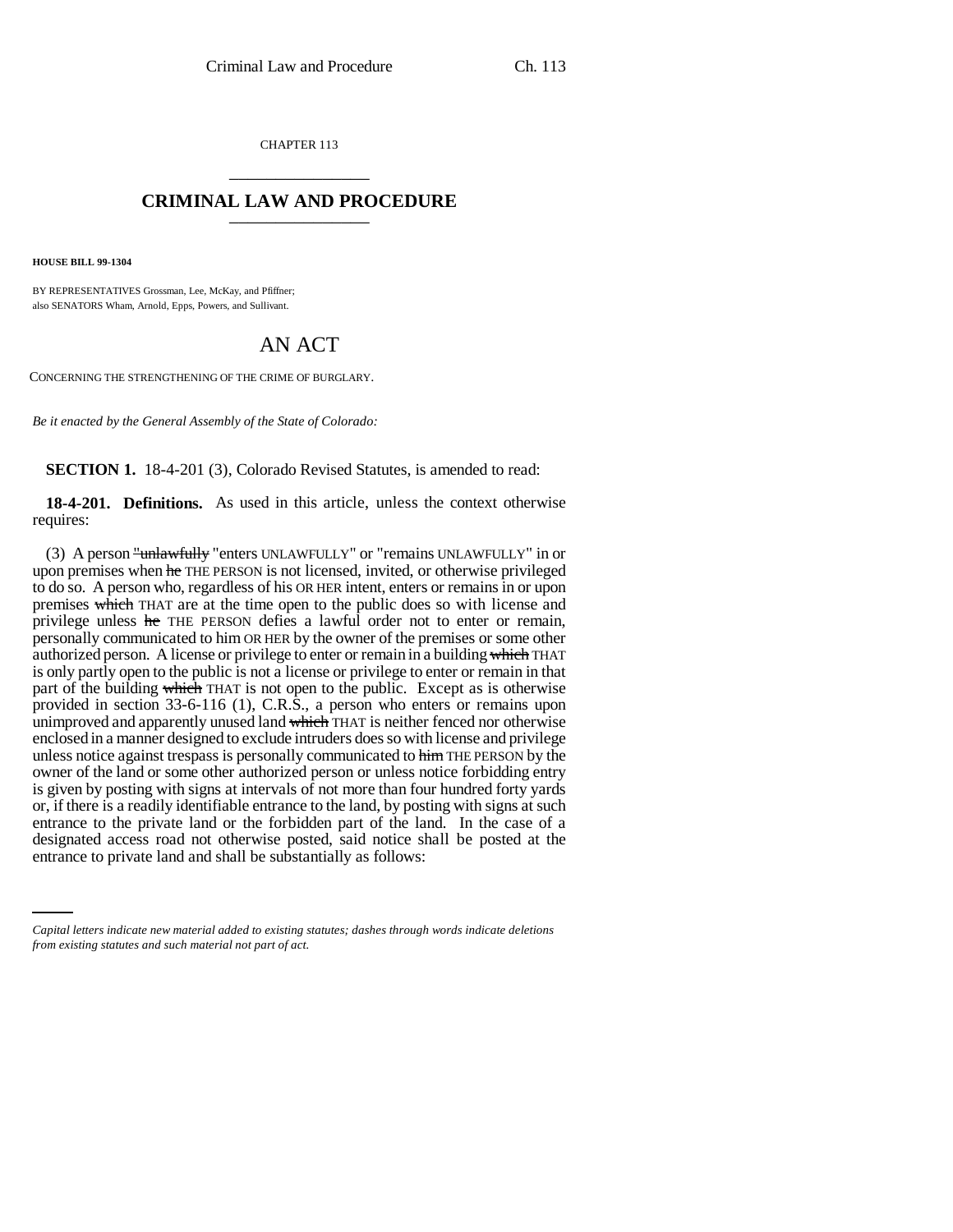CHAPTER 113

# CRIMINAL LAW AND PROCEDURE

**HOUSE BILL 99-1304**

BY REPRESENTATIVES Grossman, Lee, McKay, and Pfiffner;
also SENATORS Wham, Arnold, Epps, Powers, and Sullivant.

## AN ACT

CONCERNING THE STRENGTHENING OF THE CRIME OF BURGLARY.

*Be it enacted by the General Assembly of the State of Colorado:*

**SECTION 1.** 18-4-201 (3), Colorado Revised Statutes, is amended to read:

**18-4-201. Definitions.** As used in this article, unless the context otherwise requires:

(3) A person ~~"unlawfully~~ "enters UNLAWFULLY" or "remains UNLAWFULLY" in or upon premises when ~~he~~ THE PERSON is not licensed, invited, or otherwise privileged to do so. A person who, regardless of his OR HER intent, enters or remains in or upon premises ~~which~~ THAT are at the time open to the public does so with license and privilege unless ~~he~~ THE PERSON defies a lawful order not to enter or remain, personally communicated to him OR HER by the owner of the premises or some other authorized person. A license or privilege to enter or remain in a building ~~which~~ THAT is only partly open to the public is not a license or privilege to enter or remain in that part of the building ~~which~~ THAT is not open to the public. Except as is otherwise provided in section 33-6-116 (1), C.R.S., a person who enters or remains upon unimproved and apparently unused land ~~which~~ THAT is neither fenced nor otherwise enclosed in a manner designed to exclude intruders does so with license and privilege unless notice against trespass is personally communicated to ~~him~~ THE PERSON by the owner of the land or some other authorized person or unless notice forbidding entry is given by posting with signs at intervals of not more than four hundred forty yards or, if there is a readily identifiable entrance to the land, by posting with signs at such entrance to the private land or the forbidden part of the land. In the case of a designated access road not otherwise posted, said notice shall be posted at the entrance to private land and shall be substantially as follows:

---

*Capital letters indicate new material added to existing statutes; dashes through words indicate deletions from existing statutes and such material not part of act.*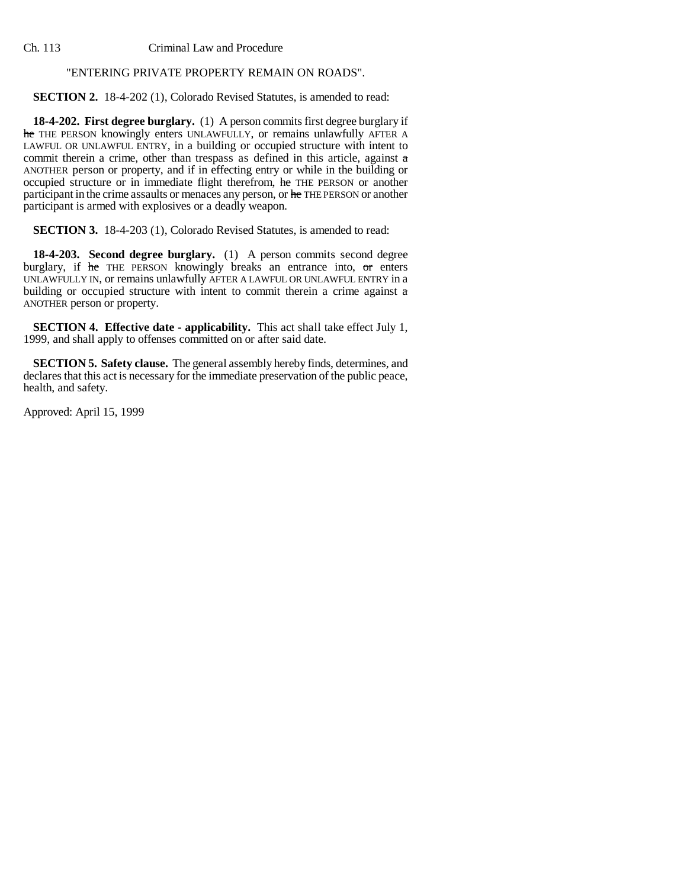"ENTERING PRIVATE PROPERTY REMAIN ON ROADS".

**SECTION 2.** 18-4-202 (1), Colorado Revised Statutes, is amended to read:

**18-4-202. First degree burglary.** (1) A person commits first degree burglary if ~~he~~ THE PERSON knowingly enters UNLAWFULLY, or remains unlawfully AFTER A LAWFUL OR UNLAWFUL ENTRY, in a building or occupied structure with intent to commit therein a crime, other than trespass as defined in this article, against ~~a~~ ANOTHER person or property, and if in effecting entry or while in the building or occupied structure or in immediate flight therefrom, ~~he~~ THE PERSON or another participant in the crime assaults or menaces any person, or ~~he~~ THE PERSON or another participant is armed with explosives or a deadly weapon.

**SECTION 3.** 18-4-203 (1), Colorado Revised Statutes, is amended to read:

**18-4-203. Second degree burglary.** (1) A person commits second degree burglary, if ~~he~~ THE PERSON knowingly breaks an entrance into, ~~or~~ enters UNLAWFULLY IN, or remains unlawfully AFTER A LAWFUL OR UNLAWFUL ENTRY in a building or occupied structure with intent to commit therein a crime against ~~a~~ ANOTHER person or property.

**SECTION 4. Effective date - applicability.** This act shall take effect July 1, 1999, and shall apply to offenses committed on or after said date.

**SECTION 5. Safety clause.** The general assembly hereby finds, determines, and declares that this act is necessary for the immediate preservation of the public peace, health, and safety.

Approved: April 15, 1999